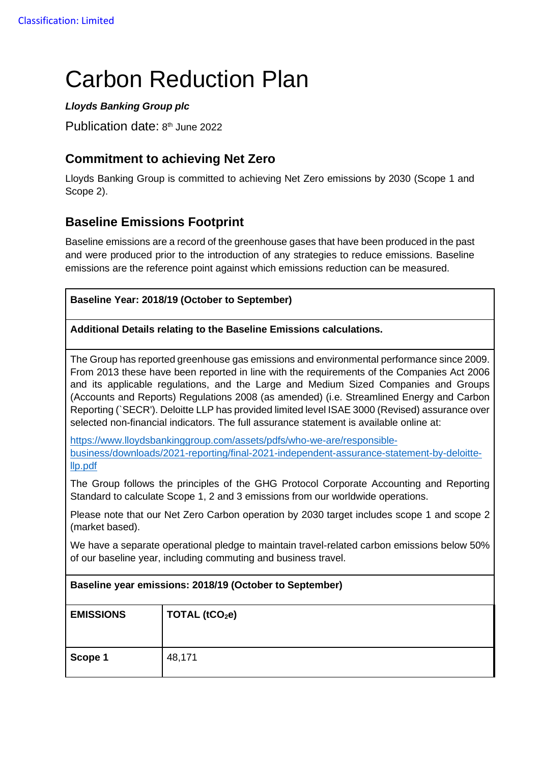Classification: Limited

# Carbon Reduction Plan

***Lloyds Banking Group plc***

Publication date: 8th June 2022

## Commitment to achieving Net Zero

Lloyds Banking Group is committed to achieving Net Zero emissions by 2030 (Scope 1 and Scope 2).

## Baseline Emissions Footprint

Baseline emissions are a record of the greenhouse gases that have been produced in the past and were produced prior to the introduction of any strategies to reduce emissions. Baseline emissions are the reference point against which emissions reduction can be measured.

**Baseline Year: 2018/19 (October to September)**

**Additional Details relating to the Baseline Emissions calculations.**

The Group has reported greenhouse gas emissions and environmental performance since 2009. From 2013 these have been reported in line with the requirements of the Companies Act 2006 and its applicable regulations, and the Large and Medium Sized Companies and Groups (Accounts and Reports) Regulations 2008 (as amended) (i.e. Streamlined Energy and Carbon Reporting (`SECR'). Deloitte LLP has provided limited level ISAE 3000 (Revised) assurance over selected non-financial indicators. The full assurance statement is available online at:

https://www.lloydsbankinggroup.com/assets/pdfs/who-we-are/responsible-business/downloads/2021-reporting/final-2021-independent-assurance-statement-by-deloitte-llp.pdf

The Group follows the principles of the GHG Protocol Corporate Accounting and Reporting Standard to calculate Scope 1, 2 and 3 emissions from our worldwide operations.

Please note that our Net Zero Carbon operation by 2030 target includes scope 1 and scope 2 (market based).

We have a separate operational pledge to maintain travel-related carbon emissions below 50% of our baseline year, including commuting and business travel.

**Baseline year emissions: 2018/19 (October to September)**

| EMISSIONS | TOTAL ($tCO_2e$) |
|---|---|
| Scope 1 | 48,171 |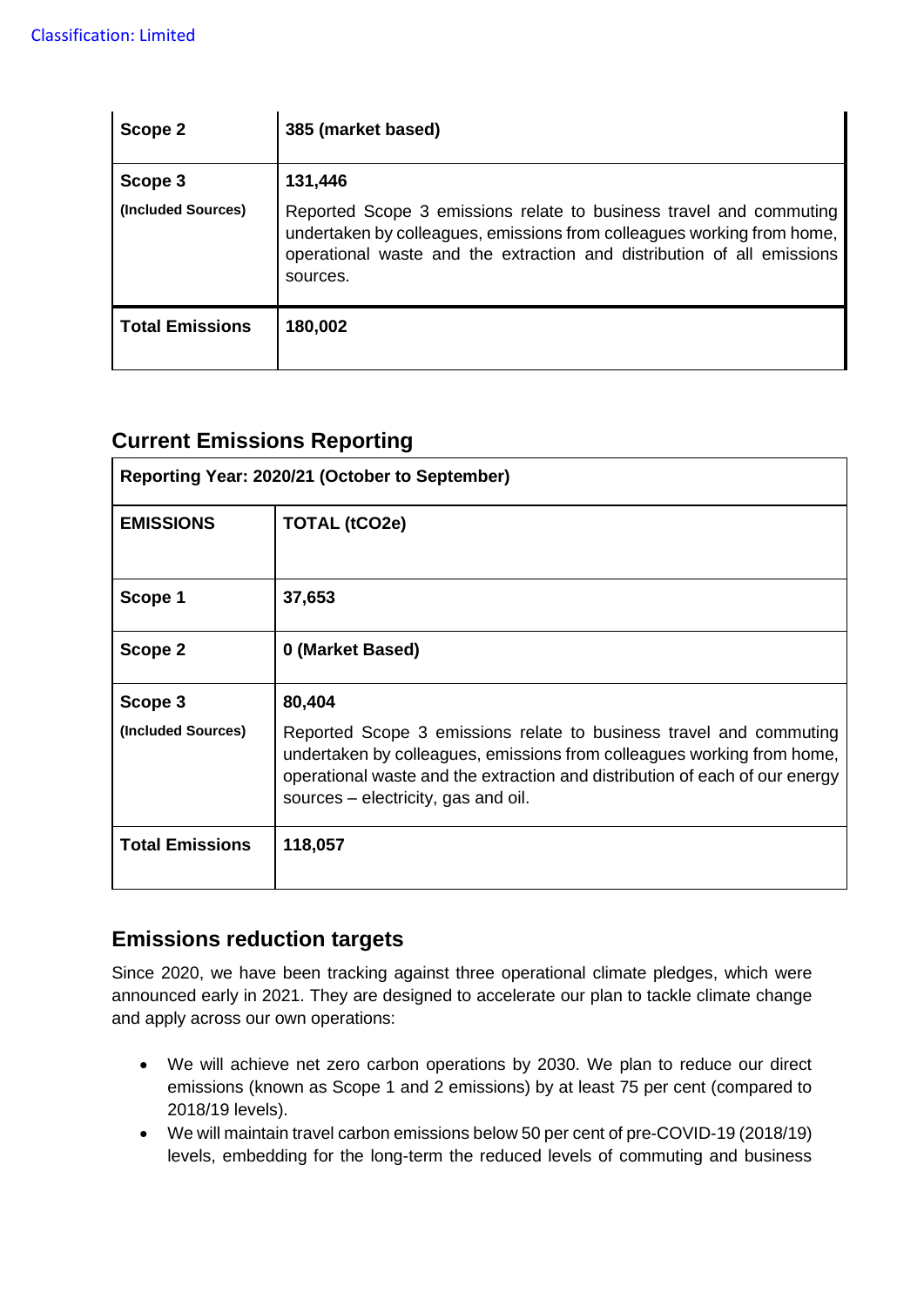| Scope 2 | 385 (market based) |
|---|---|
| Scope 3<br>(Included Sources) | 131,446<br>Reported Scope 3 emissions relate to business travel and commuting undertaken by colleagues, emissions from colleagues working from home, operational waste and the extraction and distribution of all emissions sources. |
| Total Emissions | 180,002 |

## Current Emissions Reporting

| Reporting Year: 2020/21 (October to September) | |
|---|---|
| **EMISSIONS** | **TOTAL ($tCO_2e$)** |
| **Scope 1** | **37,653** |
| **Scope 2** | **0 (Market Based)** |
| **Scope 3**<br>**(Included Sources)** | **80,404**<br>Reported Scope 3 emissions relate to business travel and commuting undertaken by colleagues, emissions from colleagues working from home, operational waste and the extraction and distribution of each of our energy sources – electricity, gas and oil. |
| **Total Emissions** | **118,057** |

## Emissions reduction targets

Since 2020, we have been tracking against three operational climate pledges, which were announced early in 2021. They are designed to accelerate our plan to tackle climate change and apply across our own operations:

- We will achieve net zero carbon operations by 2030. We plan to reduce our direct emissions (known as Scope 1 and 2 emissions) by at least 75 per cent (compared to 2018/19 levels).
- We will maintain travel carbon emissions below 50 per cent of pre-COVID-19 (2018/19) levels, embedding for the long-term the reduced levels of commuting and business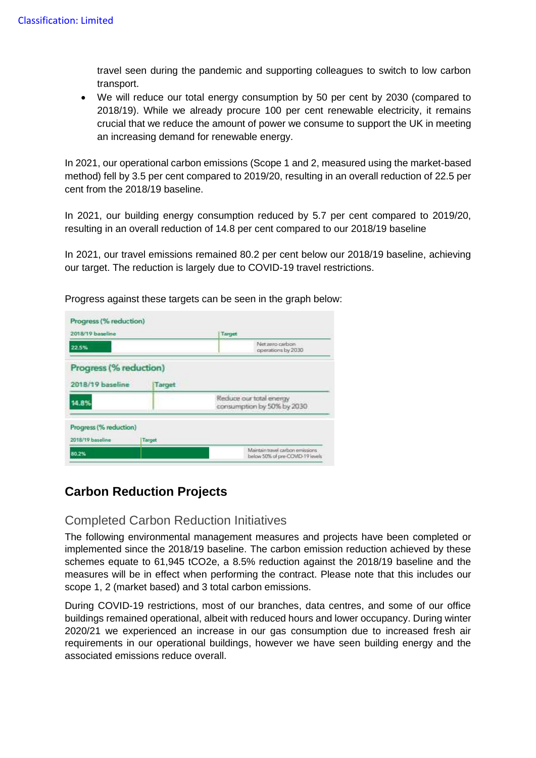travel seen during the pandemic and supporting colleagues to switch to low carbon transport.

- We will reduce our total energy consumption by 50 per cent by 2030 (compared to 2018/19). While we already procure 100 per cent renewable electricity, it remains crucial that we reduce the amount of power we consume to support the UK in meeting an increasing demand for renewable energy.

In 2021, our operational carbon emissions (Scope 1 and 2, measured using the market-based method) fell by 3.5 per cent compared to 2019/20, resulting in an overall reduction of 22.5 per cent from the 2018/19 baseline.

In 2021, our building energy consumption reduced by 5.7 per cent compared to 2019/20, resulting in an overall reduction of 14.8 per cent compared to our 2018/19 baseline

In 2021, our travel emissions remained 80.2 per cent below our 2018/19 baseline, achieving our target. The reduction is largely due to COVID-19 travel restrictions.

Progress against these targets can be seen in the graph below:

| Progress (% reduction) | | |
|---|---|---|
| 2018/19 baseline | Target | |
| 22.5% | | Net zero carbon operations by 2030 |

| Progress (% reduction) | | |
|---|---|---|
| 2018/19 baseline | Target | |
| 14.8% | | Reduce our total energy consumption by 50% by 2030 |

| Progress (% reduction) | | |
|---|---|---|
| 2018/19 baseline | Target | |
| 80.2% | | Maintain travel carbon emissions below 50% of pre-COVID-19 levels |

## Carbon Reduction Projects

### Completed Carbon Reduction Initiatives

The following environmental management measures and projects have been completed or implemented since the 2018/19 baseline. The carbon emission reduction achieved by these schemes equate to 61,945 $tCO_2e$, a 8.5% reduction against the 2018/19 baseline and the measures will be in effect when performing the contract. Please note that this includes our scope 1, 2 (market based) and 3 total carbon emissions.

During COVID-19 restrictions, most of our branches, data centres, and some of our office buildings remained operational, albeit with reduced hours and lower occupancy. During winter 2020/21 we experienced an increase in our gas consumption due to increased fresh air requirements in our operational buildings, however we have seen building energy and the associated emissions reduce overall.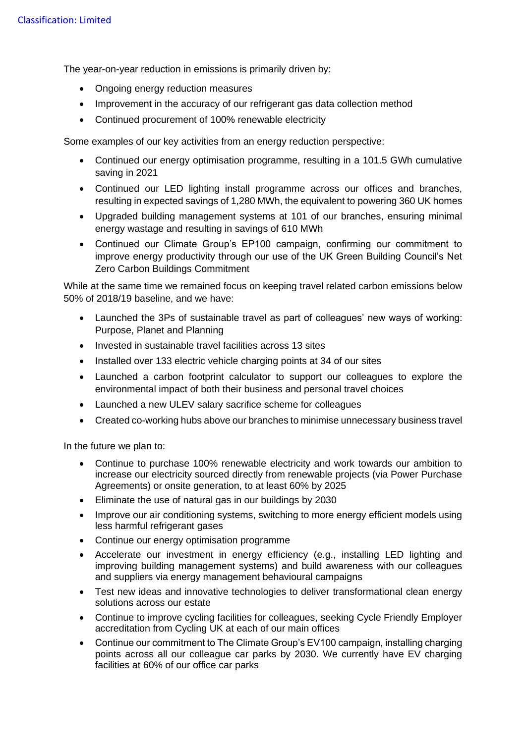The year-on-year reduction in emissions is primarily driven by:

- Ongoing energy reduction measures
- Improvement in the accuracy of our refrigerant gas data collection method
- Continued procurement of 100% renewable electricity

Some examples of our key activities from an energy reduction perspective:

- Continued our energy optimisation programme, resulting in a 101.5 GWh cumulative saving in 2021
- Continued our LED lighting install programme across our offices and branches, resulting in expected savings of 1,280 MWh, the equivalent to powering 360 UK homes
- Upgraded building management systems at 101 of our branches, ensuring minimal energy wastage and resulting in savings of 610 MWh
- Continued our Climate Group's EP100 campaign, confirming our commitment to improve energy productivity through our use of the UK Green Building Council's Net Zero Carbon Buildings Commitment

While at the same time we remained focus on keeping travel related carbon emissions below 50% of 2018/19 baseline, and we have:

- Launched the 3Ps of sustainable travel as part of colleagues' new ways of working: Purpose, Planet and Planning
- Invested in sustainable travel facilities across 13 sites
- Installed over 133 electric vehicle charging points at 34 of our sites
- Launched a carbon footprint calculator to support our colleagues to explore the environmental impact of both their business and personal travel choices
- Launched a new ULEV salary sacrifice scheme for colleagues
- Created co-working hubs above our branches to minimise unnecessary business travel

In the future we plan to:

- Continue to purchase 100% renewable electricity and work towards our ambition to increase our electricity sourced directly from renewable projects (via Power Purchase Agreements) or onsite generation, to at least 60% by 2025
- Eliminate the use of natural gas in our buildings by 2030
- Improve our air conditioning systems, switching to more energy efficient models using less harmful refrigerant gases
- Continue our energy optimisation programme
- Accelerate our investment in energy efficiency (e.g., installing LED lighting and improving building management systems) and build awareness with our colleagues and suppliers via energy management behavioural campaigns
- Test new ideas and innovative technologies to deliver transformational clean energy solutions across our estate
- Continue to improve cycling facilities for colleagues, seeking Cycle Friendly Employer accreditation from Cycling UK at each of our main offices
- Continue our commitment to The Climate Group's EV100 campaign, installing charging points across all our colleague car parks by 2030. We currently have EV charging facilities at 60% of our office car parks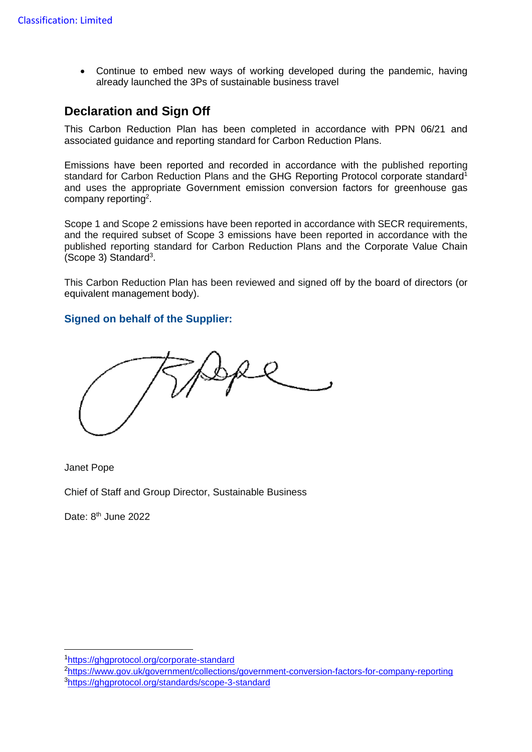- Continue to embed new ways of working developed during the pandemic, having already launched the 3Ps of sustainable business travel

## Declaration and Sign Off

This Carbon Reduction Plan has been completed in accordance with PPN 06/21 and associated guidance and reporting standard for Carbon Reduction Plans.

Emissions have been reported and recorded in accordance with the published reporting standard for Carbon Reduction Plans and the GHG Reporting Protocol corporate standard[1] and uses the appropriate Government emission conversion factors for greenhouse gas company reporting[2].

Scope 1 and Scope 2 emissions have been reported in accordance with SECR requirements, and the required subset of Scope 3 emissions have been reported in accordance with the published reporting standard for Carbon Reduction Plans and the Corporate Value Chain (Scope 3) Standard[3].

This Carbon Reduction Plan has been reviewed and signed off by the board of directors (or equivalent management body).

### Signed on behalf of the Supplier:

Janet Pope

Chief of Staff and Group Director, Sustainable Business

Date: 8th June 2022

[1] https://ghgprotocol.org/corporate-standard

[2] https://www.gov.uk/government/collections/government-conversion-factors-for-company-reporting

[3] https://ghgprotocol.org/standards/scope-3-standard